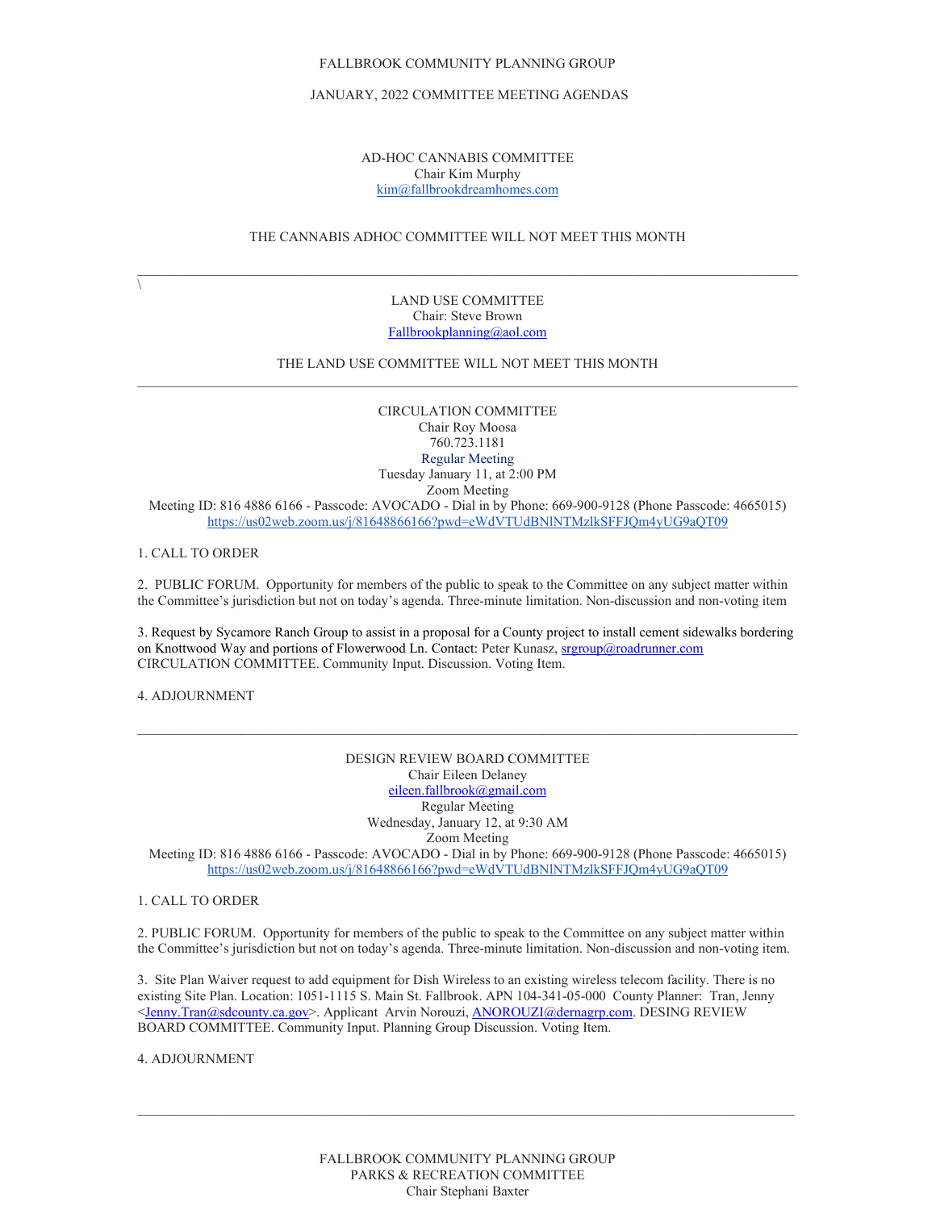FALLBROOK COMMUNITY PLANNING GROUP

JANUARY, 2022 COMMITTEE MEETING AGENDAS

AD-HOC CANNABIS COMMITTEE
Chair Kim Murphy
kim@fallbrookdreamhomes.com

THE CANNABIS ADHOC COMMITTEE WILL NOT MEET THIS MONTH

---

\

LAND USE COMMITTEE
Chair: Steve Brown
Fallbrookplanning@aol.com

THE LAND USE COMMITTEE WILL NOT MEET THIS MONTH

---

CIRCULATION COMMITTEE
Chair Roy Moosa
760.723.1181
Regular Meeting
Tuesday January 11, at 2:00 PM
Zoom Meeting
Meeting ID: 816 4886 6166 - Passcode: AVOCADO - Dial in by Phone: 669-900-9128 (Phone Passcode: 4665015)
https://us02web.zoom.us/j/81648866166?pwd=eWdVTUdBNlNTMzlkSFFJQm4yUG9aQT09

1. CALL TO ORDER

2. PUBLIC FORUM. Opportunity for members of the public to speak to the Committee on any subject matter within the Committee's jurisdiction but not on today's agenda. Three-minute limitation. Non-discussion and non-voting item

3. Request by Sycamore Ranch Group to assist in a proposal for a County project to install cement sidewalks bordering on Knottwood Way and portions of Flowerwood Ln. Contact: Peter Kunasz, srgroup@roadrunner.com CIRCULATION COMMITTEE. Community Input. Discussion. Voting Item.

4. ADJOURNMENT

---

DESIGN REVIEW BOARD COMMITTEE
Chair Eileen Delaney
eileen.fallbrook@gmail.com
Regular Meeting
Wednesday, January 12, at 9:30 AM
Zoom Meeting
Meeting ID: 816 4886 6166 - Passcode: AVOCADO - Dial in by Phone: 669-900-9128 (Phone Passcode: 4665015)
https://us02web.zoom.us/j/81648866166?pwd=eWdVTUdBNlNTMzlkSFFJQm4yUG9aQT09

1. CALL TO ORDER

2. PUBLIC FORUM. Opportunity for members of the public to speak to the Committee on any subject matter within the Committee's jurisdiction but not on today's agenda. Three-minute limitation. Non-discussion and non-voting item.

3. Site Plan Waiver request to add equipment for Dish Wireless to an existing wireless telecom facility. There is no existing Site Plan. Location: 1051-1115 S. Main St. Fallbrook. APN 104-341-05-000 County Planner: Tran, Jenny <Jenny.Tran@sdcounty.ca.gov>. Applicant Arvin Norouzi, ANOROUZI@dernagrp.com. DESING REVIEW BOARD COMMITTEE. Community Input. Planning Group Discussion. Voting Item.

4. ADJOURNMENT

---

FALLBROOK COMMUNITY PLANNING GROUP
PARKS & RECREATION COMMITTEE
Chair Stephani Baxter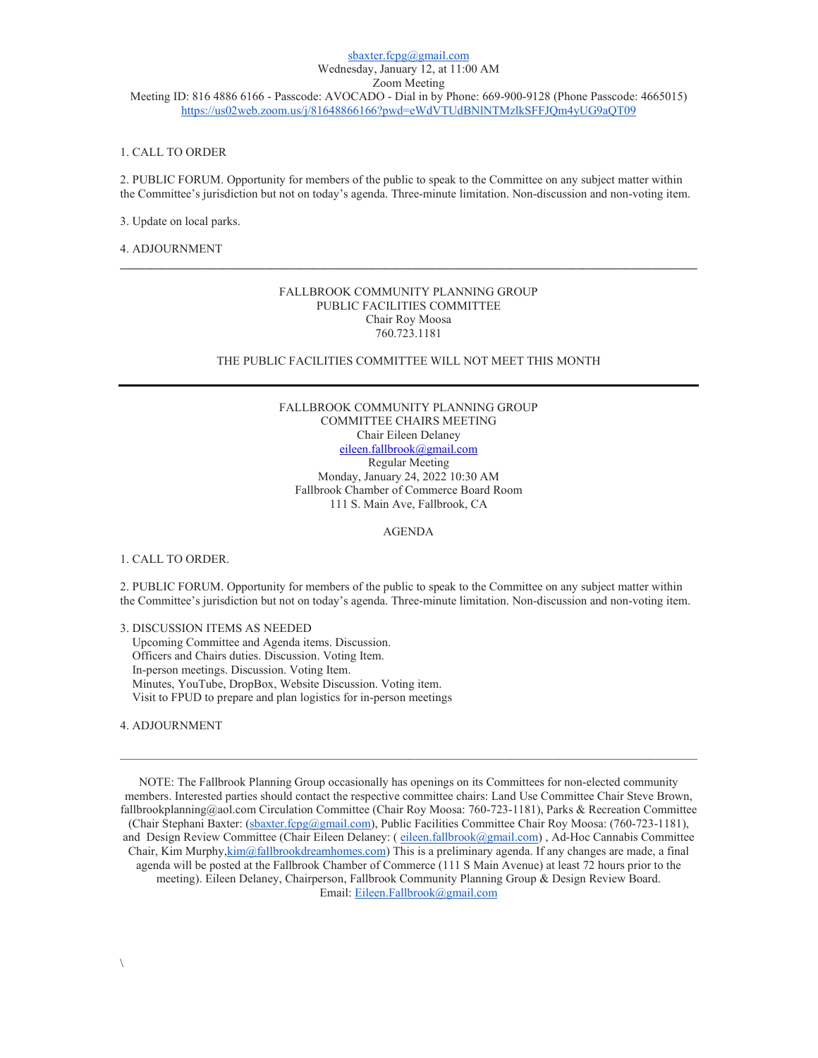sbaxter.fcpg@gmail.com
Wednesday, January 12, at 11:00 AM
Zoom Meeting
Meeting ID: 816 4886 6166 - Passcode: AVOCADO - Dial in by Phone: 669-900-9128 (Phone Passcode: 4665015)
https://us02web.zoom.us/j/81648866166?pwd=eWdVTUdBNlNTMzlkSFFJQm4yUG9aQT09

1. CALL TO ORDER

2. PUBLIC FORUM. Opportunity for members of the public to speak to the Committee on any subject matter within the Committee's jurisdiction but not on today's agenda. Three-minute limitation. Non-discussion and non-voting item.

3. Update on local parks.

4. ADJOURNMENT

---

FALLBROOK COMMUNITY PLANNING GROUP
PUBLIC FACILITIES COMMITTEE
Chair Roy Moosa
760.723.1181

THE PUBLIC FACILITIES COMMITTEE WILL NOT MEET THIS MONTH

---

FALLBROOK COMMUNITY PLANNING GROUP
COMMITTEE CHAIRS MEETING
Chair Eileen Delaney
eileen.fallbrook@gmail.com
Regular Meeting
Monday, January 24, 2022 10:30 AM
Fallbrook Chamber of Commerce Board Room
111 S. Main Ave, Fallbrook, CA

AGENDA

1. CALL TO ORDER.

2. PUBLIC FORUM. Opportunity for members of the public to speak to the Committee on any subject matter within the Committee's jurisdiction but not on today's agenda. Three-minute limitation. Non-discussion and non-voting item.

3. DISCUSSION ITEMS AS NEEDED
   Upcoming Committee and Agenda items. Discussion.
   Officers and Chairs duties. Discussion. Voting Item.
   In-person meetings. Discussion. Voting Item.
   Minutes, YouTube, DropBox, Website Discussion. Voting item.
   Visit to FPUD to prepare and plan logistics for in-person meetings

4. ADJOURNMENT

---

NOTE: The Fallbrook Planning Group occasionally has openings on its Committees for non-elected community members. Interested parties should contact the respective committee chairs: Land Use Committee Chair Steve Brown, fallbrookplanning@aol.com Circulation Committee (Chair Roy Moosa: 760-723-1181), Parks & Recreation Committee (Chair Stephani Baxter: (sbaxter.fcpg@gmail.com), Public Facilities Committee Chair Roy Moosa: (760-723-1181), and Design Review Committee (Chair Eileen Delaney: ( eileen.fallbrook@gmail.com) , Ad-Hoc Cannabis Committee Chair, Kim Murphy,kim@fallbrookdreamhomes.com) This is a preliminary agenda. If any changes are made, a final agenda will be posted at the Fallbrook Chamber of Commerce (111 S Main Avenue) at least 72 hours prior to the meeting). Eileen Delaney, Chairperson, Fallbrook Community Planning Group & Design Review Board. Email: Eileen.Fallbrook@gmail.com

\